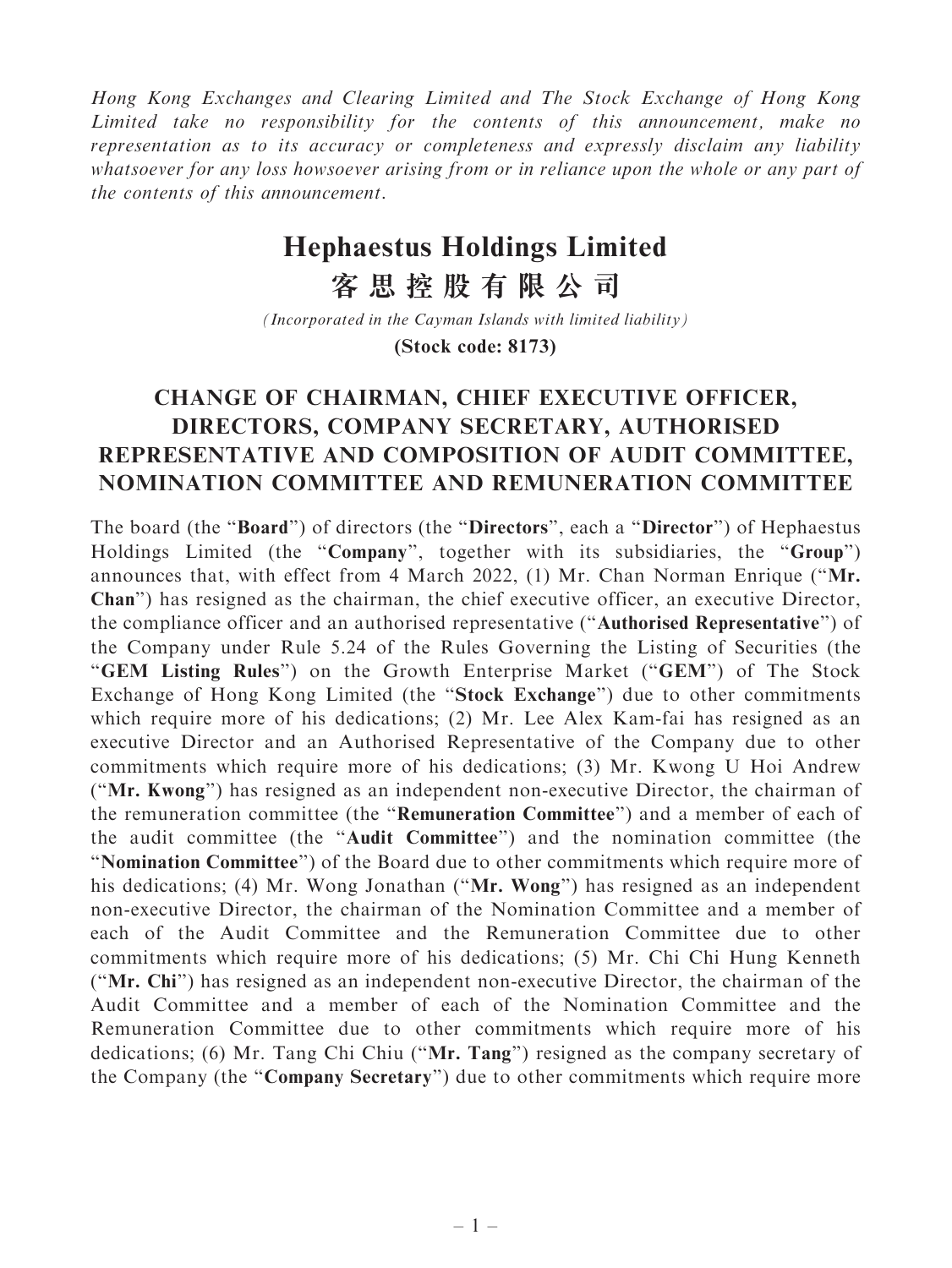*Hong Kong Exchanges and Clearing Limited and The Stock Exchange of Hong Kong Limited take no responsibility for the contents of this announcement, make no representation as to its accuracy or completeness and expressly disclaim any liability whatsoever for any loss howsoever arising from or in reliance upon the whole or any part of the contents of this announcement.*

# Hephaestus Holdings Limited
# 客思控股有限公司

*(Incorporated in the Cayman Islands with limited liability)*

**(Stock code: 8173)**

## CHANGE OF CHAIRMAN, CHIEF EXECUTIVE OFFICER, DIRECTORS, COMPANY SECRETARY, AUTHORISED REPRESENTATIVE AND COMPOSITION OF AUDIT COMMITTEE, NOMINATION COMMITTEE AND REMUNERATION COMMITTEE

The board (the "**Board**") of directors (the "**Directors**", each a "**Director**") of Hephaestus Holdings Limited (the "**Company**", together with its subsidiaries, the "**Group**") announces that, with effect from 4 March 2022, (1) Mr. Chan Norman Enrique ("**Mr. Chan**") has resigned as the chairman, the chief executive officer, an executive Director, the compliance officer and an authorised representative ("**Authorised Representative**") of the Company under Rule 5.24 of the Rules Governing the Listing of Securities (the "**GEM Listing Rules**") on the Growth Enterprise Market ("**GEM**") of The Stock Exchange of Hong Kong Limited (the "**Stock Exchange**") due to other commitments which require more of his dedications; (2) Mr. Lee Alex Kam-fai has resigned as an executive Director and an Authorised Representative of the Company due to other commitments which require more of his dedications; (3) Mr. Kwong U Hoi Andrew ("**Mr. Kwong**") has resigned as an independent non-executive Director, the chairman of the remuneration committee (the "**Remuneration Committee**") and a member of each of the audit committee (the "**Audit Committee**") and the nomination committee (the "**Nomination Committee**") of the Board due to other commitments which require more of his dedications; (4) Mr. Wong Jonathan ("**Mr. Wong**") has resigned as an independent non-executive Director, the chairman of the Nomination Committee and a member of each of the Audit Committee and the Remuneration Committee due to other commitments which require more of his dedications; (5) Mr. Chi Chi Hung Kenneth ("**Mr. Chi**") has resigned as an independent non-executive Director, the chairman of the Audit Committee and a member of each of the Nomination Committee and the Remuneration Committee due to other commitments which require more of his dedications; (6) Mr. Tang Chi Chiu ("**Mr. Tang**") resigned as the company secretary of the Company (the "**Company Secretary**") due to other commitments which require more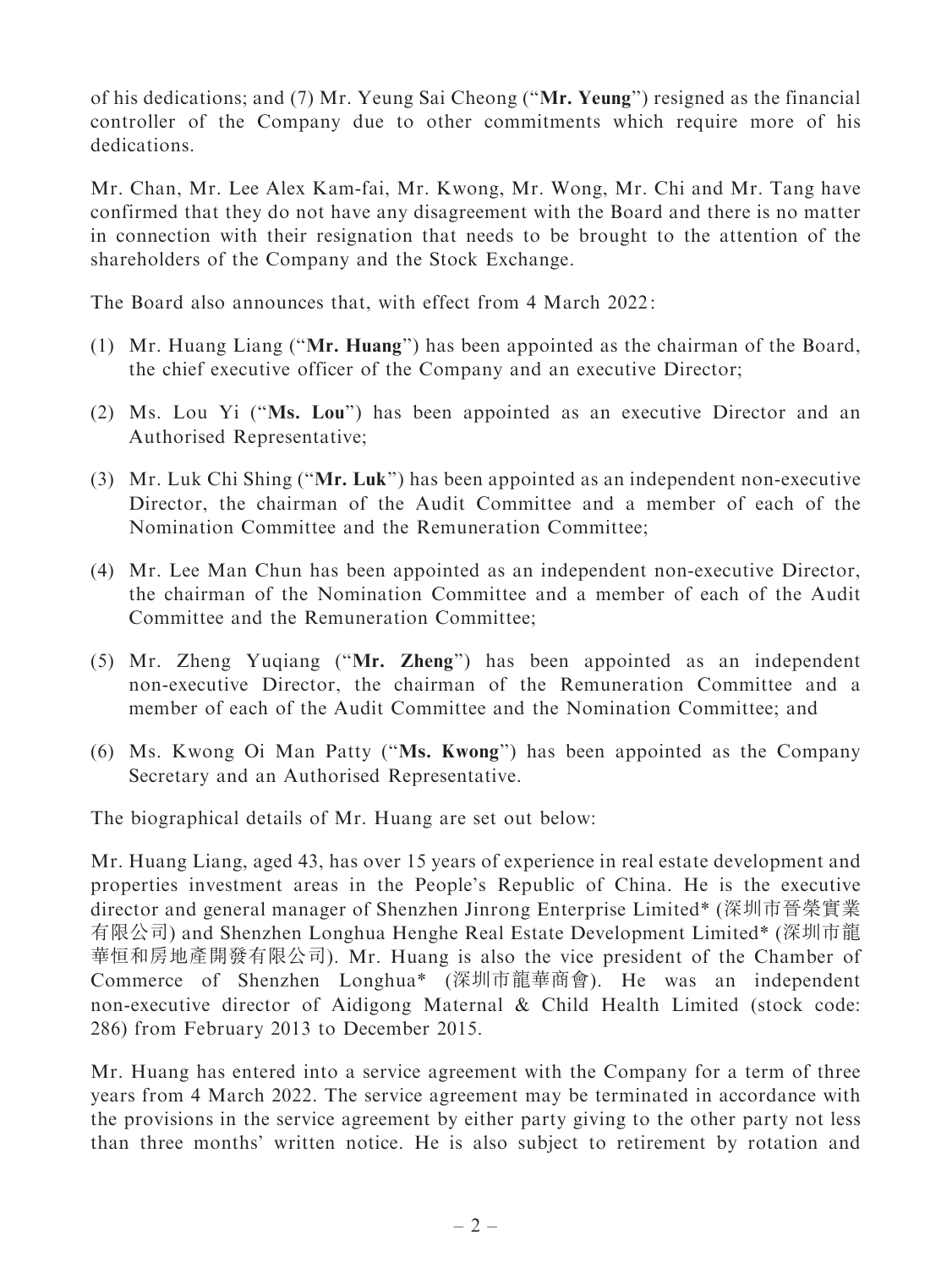of his dedications; and (7) Mr. Yeung Sai Cheong ("**Mr. Yeung**") resigned as the financial controller of the Company due to other commitments which require more of his dedications.

Mr. Chan, Mr. Lee Alex Kam-fai, Mr. Kwong, Mr. Wong, Mr. Chi and Mr. Tang have confirmed that they do not have any disagreement with the Board and there is no matter in connection with their resignation that needs to be brought to the attention of the shareholders of the Company and the Stock Exchange.

The Board also announces that, with effect from 4 March 2022:

(1) Mr. Huang Liang ("**Mr. Huang**") has been appointed as the chairman of the Board, the chief executive officer of the Company and an executive Director;

(2) Ms. Lou Yi ("**Ms. Lou**") has been appointed as an executive Director and an Authorised Representative;

(3) Mr. Luk Chi Shing ("**Mr. Luk**") has been appointed as an independent non-executive Director, the chairman of the Audit Committee and a member of each of the Nomination Committee and the Remuneration Committee;

(4) Mr. Lee Man Chun has been appointed as an independent non-executive Director, the chairman of the Nomination Committee and a member of each of the Audit Committee and the Remuneration Committee;

(5) Mr. Zheng Yuqiang ("**Mr. Zheng**") has been appointed as an independent non-executive Director, the chairman of the Remuneration Committee and a member of each of the Audit Committee and the Nomination Committee; and

(6) Ms. Kwong Oi Man Patty ("**Ms. Kwong**") has been appointed as the Company Secretary and an Authorised Representative.

The biographical details of Mr. Huang are set out below:

Mr. Huang Liang, aged 43, has over 15 years of experience in real estate development and properties investment areas in the People's Republic of China. He is the executive director and general manager of Shenzhen Jinrong Enterprise Limited* (深圳市晉榮實業有限公司) and Shenzhen Longhua Henghe Real Estate Development Limited* (深圳市龍華恒和房地產開發有限公司). Mr. Huang is also the vice president of the Chamber of Commerce of Shenzhen Longhua* (深圳市龍華商會). He was an independent non-executive director of Aidigong Maternal & Child Health Limited (stock code: 286) from February 2013 to December 2015.

Mr. Huang has entered into a service agreement with the Company for a term of three years from 4 March 2022. The service agreement may be terminated in accordance with the provisions in the service agreement by either party giving to the other party not less than three months' written notice. He is also subject to retirement by rotation and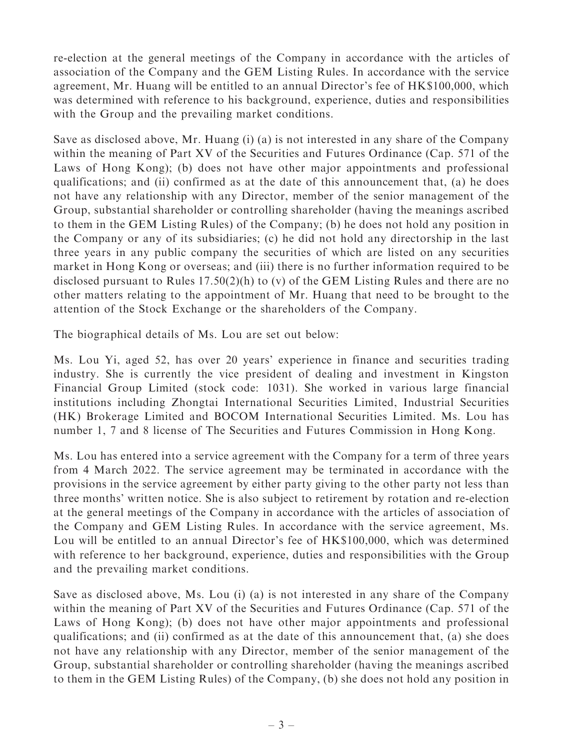re-election at the general meetings of the Company in accordance with the articles of association of the Company and the GEM Listing Rules. In accordance with the service agreement, Mr. Huang will be entitled to an annual Director's fee of HK$100,000, which was determined with reference to his background, experience, duties and responsibilities with the Group and the prevailing market conditions.

Save as disclosed above, Mr. Huang (i) (a) is not interested in any share of the Company within the meaning of Part XV of the Securities and Futures Ordinance (Cap. 571 of the Laws of Hong Kong); (b) does not have other major appointments and professional qualifications; and (ii) confirmed as at the date of this announcement that, (a) he does not have any relationship with any Director, member of the senior management of the Group, substantial shareholder or controlling shareholder (having the meanings ascribed to them in the GEM Listing Rules) of the Company; (b) he does not hold any position in the Company or any of its subsidiaries; (c) he did not hold any directorship in the last three years in any public company the securities of which are listed on any securities market in Hong Kong or overseas; and (iii) there is no further information required to be disclosed pursuant to Rules 17.50(2)(h) to (v) of the GEM Listing Rules and there are no other matters relating to the appointment of Mr. Huang that need to be brought to the attention of the Stock Exchange or the shareholders of the Company.

The biographical details of Ms. Lou are set out below:

Ms. Lou Yi, aged 52, has over 20 years' experience in finance and securities trading industry. She is currently the vice president of dealing and investment in Kingston Financial Group Limited (stock code: 1031). She worked in various large financial institutions including Zhongtai International Securities Limited, Industrial Securities (HK) Brokerage Limited and BOCOM International Securities Limited. Ms. Lou has number 1, 7 and 8 license of The Securities and Futures Commission in Hong Kong.

Ms. Lou has entered into a service agreement with the Company for a term of three years from 4 March 2022. The service agreement may be terminated in accordance with the provisions in the service agreement by either party giving to the other party not less than three months' written notice. She is also subject to retirement by rotation and re-election at the general meetings of the Company in accordance with the articles of association of the Company and GEM Listing Rules. In accordance with the service agreement, Ms. Lou will be entitled to an annual Director's fee of HK$100,000, which was determined with reference to her background, experience, duties and responsibilities with the Group and the prevailing market conditions.

Save as disclosed above, Ms. Lou (i) (a) is not interested in any share of the Company within the meaning of Part XV of the Securities and Futures Ordinance (Cap. 571 of the Laws of Hong Kong); (b) does not have other major appointments and professional qualifications; and (ii) confirmed as at the date of this announcement that, (a) she does not have any relationship with any Director, member of the senior management of the Group, substantial shareholder or controlling shareholder (having the meanings ascribed to them in the GEM Listing Rules) of the Company, (b) she does not hold any position in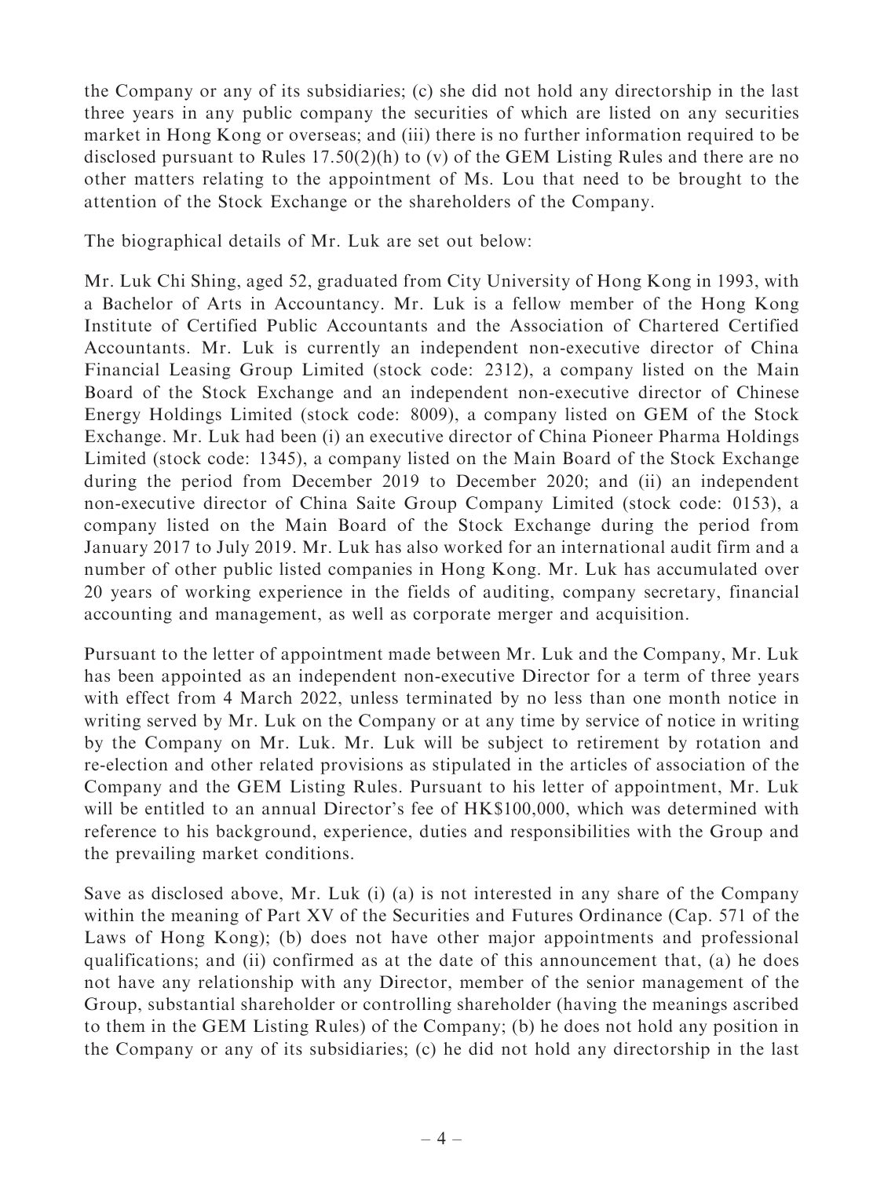the Company or any of its subsidiaries; (c) she did not hold any directorship in the last three years in any public company the securities of which are listed on any securities market in Hong Kong or overseas; and (iii) there is no further information required to be disclosed pursuant to Rules 17.50(2)(h) to (v) of the GEM Listing Rules and there are no other matters relating to the appointment of Ms. Lou that need to be brought to the attention of the Stock Exchange or the shareholders of the Company.

The biographical details of Mr. Luk are set out below:

Mr. Luk Chi Shing, aged 52, graduated from City University of Hong Kong in 1993, with a Bachelor of Arts in Accountancy. Mr. Luk is a fellow member of the Hong Kong Institute of Certified Public Accountants and the Association of Chartered Certified Accountants. Mr. Luk is currently an independent non-executive director of China Financial Leasing Group Limited (stock code: 2312), a company listed on the Main Board of the Stock Exchange and an independent non-executive director of Chinese Energy Holdings Limited (stock code: 8009), a company listed on GEM of the Stock Exchange. Mr. Luk had been (i) an executive director of China Pioneer Pharma Holdings Limited (stock code: 1345), a company listed on the Main Board of the Stock Exchange during the period from December 2019 to December 2020; and (ii) an independent non-executive director of China Saite Group Company Limited (stock code: 0153), a company listed on the Main Board of the Stock Exchange during the period from January 2017 to July 2019. Mr. Luk has also worked for an international audit firm and a number of other public listed companies in Hong Kong. Mr. Luk has accumulated over 20 years of working experience in the fields of auditing, company secretary, financial accounting and management, as well as corporate merger and acquisition.

Pursuant to the letter of appointment made between Mr. Luk and the Company, Mr. Luk has been appointed as an independent non-executive Director for a term of three years with effect from 4 March 2022, unless terminated by no less than one month notice in writing served by Mr. Luk on the Company or at any time by service of notice in writing by the Company on Mr. Luk. Mr. Luk will be subject to retirement by rotation and re-election and other related provisions as stipulated in the articles of association of the Company and the GEM Listing Rules. Pursuant to his letter of appointment, Mr. Luk will be entitled to an annual Director's fee of HK$100,000, which was determined with reference to his background, experience, duties and responsibilities with the Group and the prevailing market conditions.

Save as disclosed above, Mr. Luk (i) (a) is not interested in any share of the Company within the meaning of Part XV of the Securities and Futures Ordinance (Cap. 571 of the Laws of Hong Kong); (b) does not have other major appointments and professional qualifications; and (ii) confirmed as at the date of this announcement that, (a) he does not have any relationship with any Director, member of the senior management of the Group, substantial shareholder or controlling shareholder (having the meanings ascribed to them in the GEM Listing Rules) of the Company; (b) he does not hold any position in the Company or any of its subsidiaries; (c) he did not hold any directorship in the last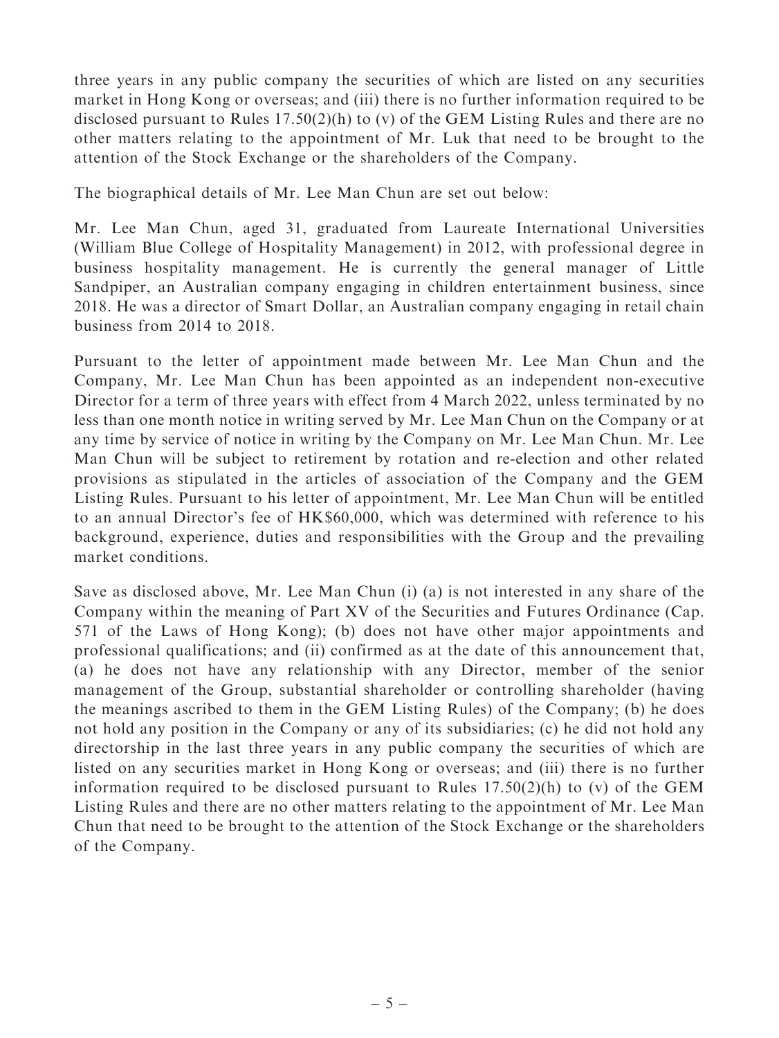three years in any public company the securities of which are listed on any securities market in Hong Kong or overseas; and (iii) there is no further information required to be disclosed pursuant to Rules 17.50(2)(h) to (v) of the GEM Listing Rules and there are no other matters relating to the appointment of Mr. Luk that need to be brought to the attention of the Stock Exchange or the shareholders of the Company.

The biographical details of Mr. Lee Man Chun are set out below:

Mr. Lee Man Chun, aged 31, graduated from Laureate International Universities (William Blue College of Hospitality Management) in 2012, with professional degree in business hospitality management. He is currently the general manager of Little Sandpiper, an Australian company engaging in children entertainment business, since 2018. He was a director of Smart Dollar, an Australian company engaging in retail chain business from 2014 to 2018.

Pursuant to the letter of appointment made between Mr. Lee Man Chun and the Company, Mr. Lee Man Chun has been appointed as an independent non-executive Director for a term of three years with effect from 4 March 2022, unless terminated by no less than one month notice in writing served by Mr. Lee Man Chun on the Company or at any time by service of notice in writing by the Company on Mr. Lee Man Chun. Mr. Lee Man Chun will be subject to retirement by rotation and re-election and other related provisions as stipulated in the articles of association of the Company and the GEM Listing Rules. Pursuant to his letter of appointment, Mr. Lee Man Chun will be entitled to an annual Director's fee of HK$60,000, which was determined with reference to his background, experience, duties and responsibilities with the Group and the prevailing market conditions.

Save as disclosed above, Mr. Lee Man Chun (i) (a) is not interested in any share of the Company within the meaning of Part XV of the Securities and Futures Ordinance (Cap. 571 of the Laws of Hong Kong); (b) does not have other major appointments and professional qualifications; and (ii) confirmed as at the date of this announcement that, (a) he does not have any relationship with any Director, member of the senior management of the Group, substantial shareholder or controlling shareholder (having the meanings ascribed to them in the GEM Listing Rules) of the Company; (b) he does not hold any position in the Company or any of its subsidiaries; (c) he did not hold any directorship in the last three years in any public company the securities of which are listed on any securities market in Hong Kong or overseas; and (iii) there is no further information required to be disclosed pursuant to Rules 17.50(2)(h) to (v) of the GEM Listing Rules and there are no other matters relating to the appointment of Mr. Lee Man Chun that need to be brought to the attention of the Stock Exchange or the shareholders of the Company.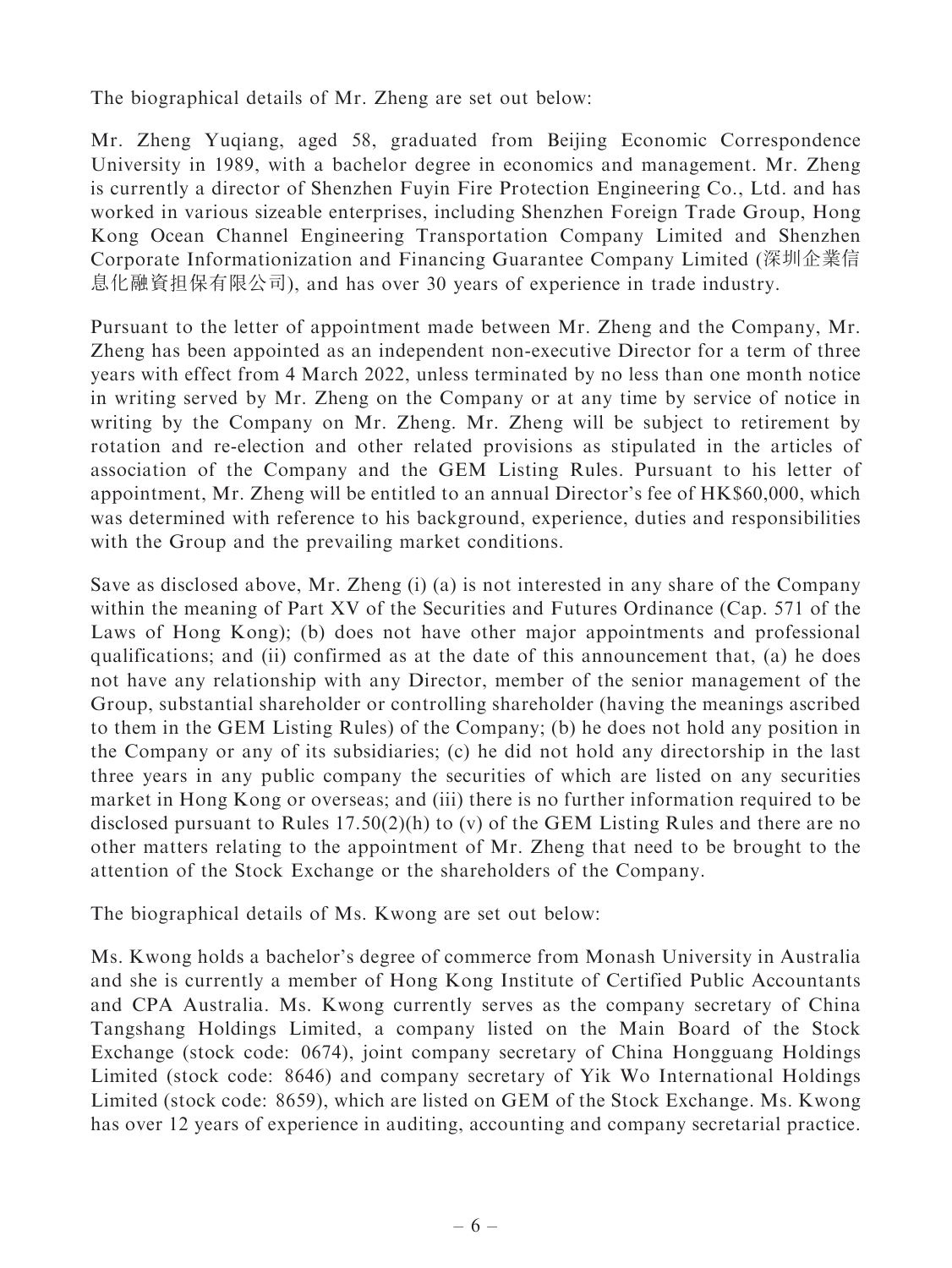The biographical details of Mr. Zheng are set out below:

Mr. Zheng Yuqiang, aged 58, graduated from Beijing Economic Correspondence University in 1989, with a bachelor degree in economics and management. Mr. Zheng is currently a director of Shenzhen Fuyin Fire Protection Engineering Co., Ltd. and has worked in various sizeable enterprises, including Shenzhen Foreign Trade Group, Hong Kong Ocean Channel Engineering Transportation Company Limited and Shenzhen Corporate Informationization and Financing Guarantee Company Limited (深圳企業信息化融資担保有限公司), and has over 30 years of experience in trade industry.

Pursuant to the letter of appointment made between Mr. Zheng and the Company, Mr. Zheng has been appointed as an independent non-executive Director for a term of three years with effect from 4 March 2022, unless terminated by no less than one month notice in writing served by Mr. Zheng on the Company or at any time by service of notice in writing by the Company on Mr. Zheng. Mr. Zheng will be subject to retirement by rotation and re-election and other related provisions as stipulated in the articles of association of the Company and the GEM Listing Rules. Pursuant to his letter of appointment, Mr. Zheng will be entitled to an annual Director's fee of HK$60,000, which was determined with reference to his background, experience, duties and responsibilities with the Group and the prevailing market conditions.

Save as disclosed above, Mr. Zheng (i) (a) is not interested in any share of the Company within the meaning of Part XV of the Securities and Futures Ordinance (Cap. 571 of the Laws of Hong Kong); (b) does not have other major appointments and professional qualifications; and (ii) confirmed as at the date of this announcement that, (a) he does not have any relationship with any Director, member of the senior management of the Group, substantial shareholder or controlling shareholder (having the meanings ascribed to them in the GEM Listing Rules) of the Company; (b) he does not hold any position in the Company or any of its subsidiaries; (c) he did not hold any directorship in the last three years in any public company the securities of which are listed on any securities market in Hong Kong or overseas; and (iii) there is no further information required to be disclosed pursuant to Rules 17.50(2)(h) to (v) of the GEM Listing Rules and there are no other matters relating to the appointment of Mr. Zheng that need to be brought to the attention of the Stock Exchange or the shareholders of the Company.

The biographical details of Ms. Kwong are set out below:

Ms. Kwong holds a bachelor's degree of commerce from Monash University in Australia and she is currently a member of Hong Kong Institute of Certified Public Accountants and CPA Australia. Ms. Kwong currently serves as the company secretary of China Tangshang Holdings Limited, a company listed on the Main Board of the Stock Exchange (stock code: 0674), joint company secretary of China Hongguang Holdings Limited (stock code: 8646) and company secretary of Yik Wo International Holdings Limited (stock code: 8659), which are listed on GEM of the Stock Exchange. Ms. Kwong has over 12 years of experience in auditing, accounting and company secretarial practice.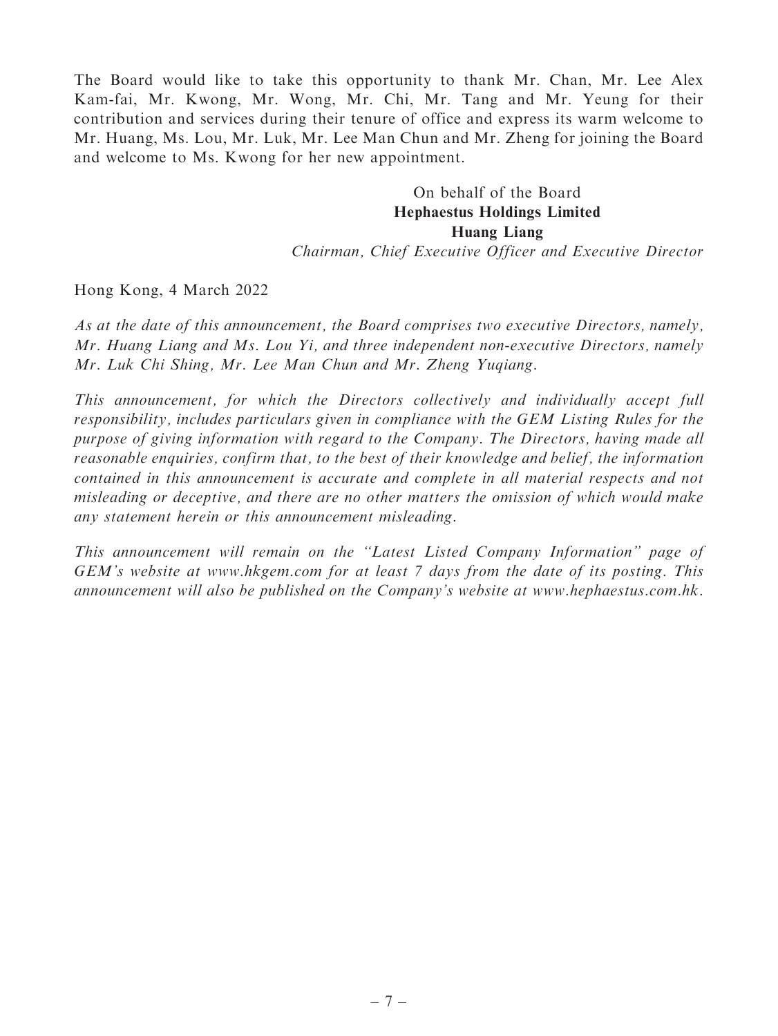The Board would like to take this opportunity to thank Mr. Chan, Mr. Lee Alex Kam-fai, Mr. Kwong, Mr. Wong, Mr. Chi, Mr. Tang and Mr. Yeung for their contribution and services during their tenure of office and express its warm welcome to Mr. Huang, Ms. Lou, Mr. Luk, Mr. Lee Man Chun and Mr. Zheng for joining the Board and welcome to Ms. Kwong for her new appointment.

On behalf of the Board
**Hephaestus Holdings Limited**
**Huang Liang**
*Chairman, Chief Executive Officer and Executive Director*

Hong Kong, 4 March 2022

*As at the date of this announcement, the Board comprises two executive Directors, namely, Mr. Huang Liang and Ms. Lou Yi, and three independent non-executive Directors, namely Mr. Luk Chi Shing, Mr. Lee Man Chun and Mr. Zheng Yuqiang.*

*This announcement, for which the Directors collectively and individually accept full responsibility, includes particulars given in compliance with the GEM Listing Rules for the purpose of giving information with regard to the Company. The Directors, having made all reasonable enquiries, confirm that, to the best of their knowledge and belief, the information contained in this announcement is accurate and complete in all material respects and not misleading or deceptive, and there are no other matters the omission of which would make any statement herein or this announcement misleading.*

*This announcement will remain on the "Latest Listed Company Information" page of GEM's website at www.hkgem.com for at least 7 days from the date of its posting. This announcement will also be published on the Company's website at www.hephaestus.com.hk.*